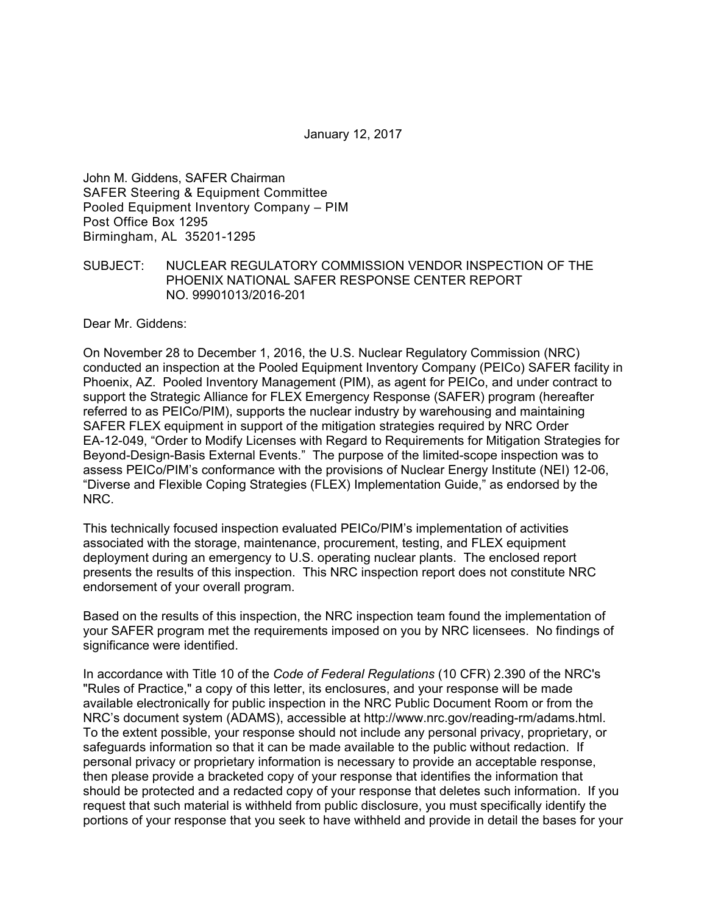January 12, 2017

John M. Giddens, SAFER Chairman
SAFER Steering & Equipment Committee
Pooled Equipment Inventory Company – PIM
Post Office Box 1295
Birmingham, AL 35201-1295

SUBJECT: NUCLEAR REGULATORY COMMISSION VENDOR INSPECTION OF THE PHOENIX NATIONAL SAFER RESPONSE CENTER REPORT NO. 99901013/2016-201

Dear Mr. Giddens:

On November 28 to December 1, 2016, the U.S. Nuclear Regulatory Commission (NRC) conducted an inspection at the Pooled Equipment Inventory Company (PEICo) SAFER facility in Phoenix, AZ. Pooled Inventory Management (PIM), as agent for PEICo, and under contract to support the Strategic Alliance for FLEX Emergency Response (SAFER) program (hereafter referred to as PEICo/PIM), supports the nuclear industry by warehousing and maintaining SAFER FLEX equipment in support of the mitigation strategies required by NRC Order EA-12-049, "Order to Modify Licenses with Regard to Requirements for Mitigation Strategies for Beyond-Design-Basis External Events." The purpose of the limited-scope inspection was to assess PEICo/PIM's conformance with the provisions of Nuclear Energy Institute (NEI) 12-06, "Diverse and Flexible Coping Strategies (FLEX) Implementation Guide," as endorsed by the NRC.

This technically focused inspection evaluated PEICo/PIM's implementation of activities associated with the storage, maintenance, procurement, testing, and FLEX equipment deployment during an emergency to U.S. operating nuclear plants. The enclosed report presents the results of this inspection. This NRC inspection report does not constitute NRC endorsement of your overall program.

Based on the results of this inspection, the NRC inspection team found the implementation of your SAFER program met the requirements imposed on you by NRC licensees. No findings of significance were identified.

In accordance with Title 10 of the *Code of Federal Regulations* (10 CFR) 2.390 of the NRC's "Rules of Practice," a copy of this letter, its enclosures, and your response will be made available electronically for public inspection in the NRC Public Document Room or from the NRC's document system (ADAMS), accessible at http://www.nrc.gov/reading-rm/adams.html. To the extent possible, your response should not include any personal privacy, proprietary, or safeguards information so that it can be made available to the public without redaction. If personal privacy or proprietary information is necessary to provide an acceptable response, then please provide a bracketed copy of your response that identifies the information that should be protected and a redacted copy of your response that deletes such information. If you request that such material is withheld from public disclosure, you must specifically identify the portions of your response that you seek to have withheld and provide in detail the bases for your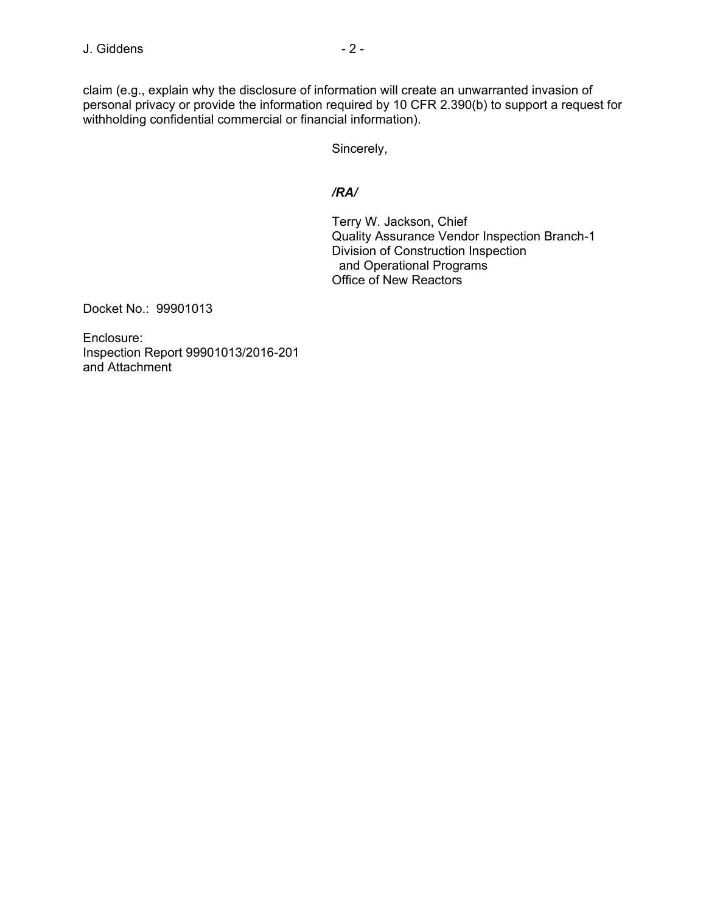claim (e.g., explain why the disclosure of information will create an unwarranted invasion of personal privacy or provide the information required by 10 CFR 2.390(b) to support a request for withholding confidential commercial or financial information).

Sincerely,

***/RA/***

Terry W. Jackson, Chief  
Quality Assurance Vendor Inspection Branch-1  
Division of Construction Inspection  
and Operational Programs  
Office of New Reactors

Docket No.: 99901013

Enclosure:  
Inspection Report 99901013/2016-201  
and Attachment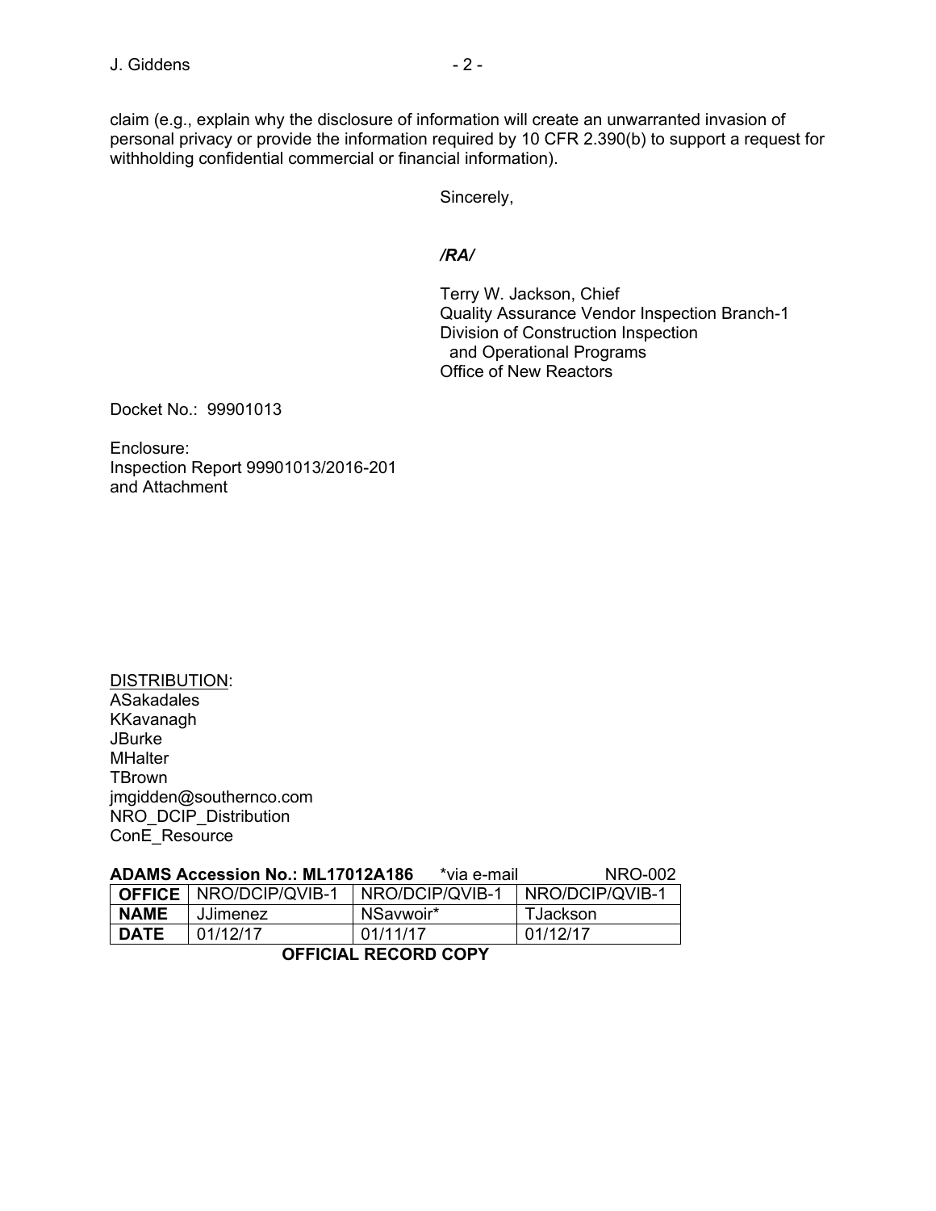claim (e.g., explain why the disclosure of information will create an unwarranted invasion of personal privacy or provide the information required by 10 CFR 2.390(b) to support a request for withholding confidential commercial or financial information).

Sincerely,

***/RA/***

Terry W. Jackson, Chief
Quality Assurance Vendor Inspection Branch-1
Division of Construction Inspection
and Operational Programs
Office of New Reactors

Docket No.: 99901013

Enclosure:
Inspection Report 99901013/2016-201
and Attachment

DISTRIBUTION:
ASakadales
KKavanagh
JBurke
MHalter
TBrown
jmgidden@southernco.com
NRO_DCIP_Distribution
ConE_Resource

**ADAMS Accession No.: ML17012A186** *via e-mail NRO-002

| **OFFICE** | NRO/DCIP/QVIB-1 | NRO/DCIP/QVIB-1 | NRO/DCIP/QVIB-1 |
|---|---|---|---|
| **NAME** | JJimenez | NSavwoir* | TJackson |
| **DATE** | 01/12/17 | 01/11/17 | 01/12/17 |

**OFFICIAL RECORD COPY**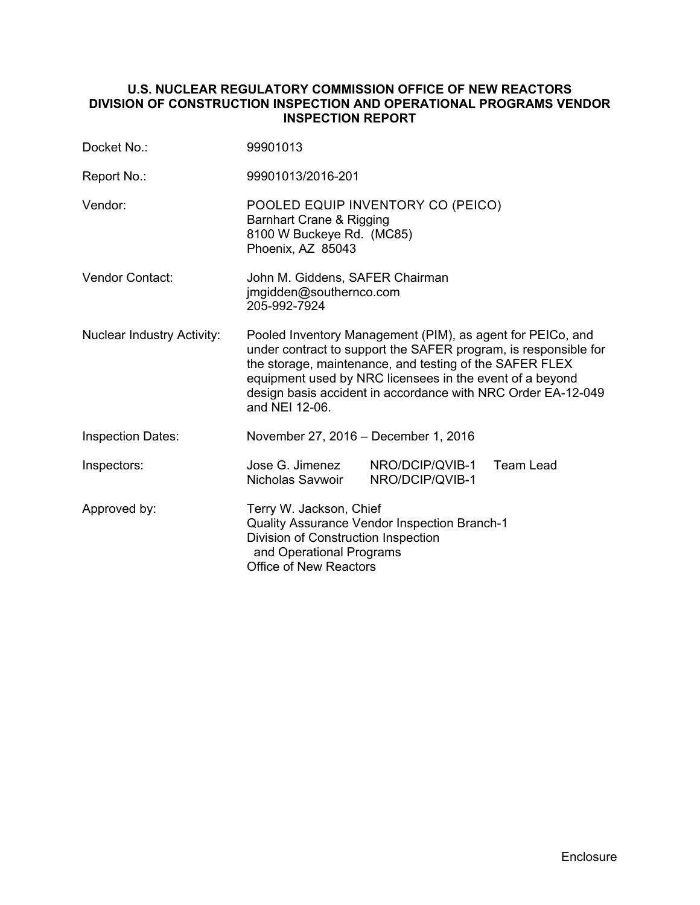**U.S. NUCLEAR REGULATORY COMMISSION OFFICE OF NEW REACTORS DIVISION OF CONSTRUCTION INSPECTION AND OPERATIONAL PROGRAMS VENDOR INSPECTION REPORT**

| | |
|---|---|
| Docket No.: | 99901013 |
| Report No.: | 99901013/2016-201 |
| Vendor: | POOLED EQUIP INVENTORY CO (PEICO)<br>Barnhart Crane & Rigging<br>8100 W Buckeye Rd. (MC85)<br>Phoenix, AZ 85043 |
| Vendor Contact: | John M. Giddens, SAFER Chairman<br>jmgidden@southernco.com<br>205-992-7924 |
| Nuclear Industry Activity: | Pooled Inventory Management (PIM), as agent for PEICo, and under contract to support the SAFER program, is responsible for the storage, maintenance, and testing of the SAFER FLEX equipment used by NRC licensees in the event of a beyond design basis accident in accordance with NRC Order EA-12-049 and NEI 12-06. |
| Inspection Dates: | November 27, 2016 – December 1, 2016 |
| Inspectors: | Jose G. Jimenez NRO/DCIP/QVIB-1 Team Lead<br>Nicholas Savwoir NRO/DCIP/QVIB-1 |
| Approved by: | Terry W. Jackson, Chief<br>Quality Assurance Vendor Inspection Branch-1<br>Division of Construction Inspection and Operational Programs<br>Office of New Reactors |

Enclosure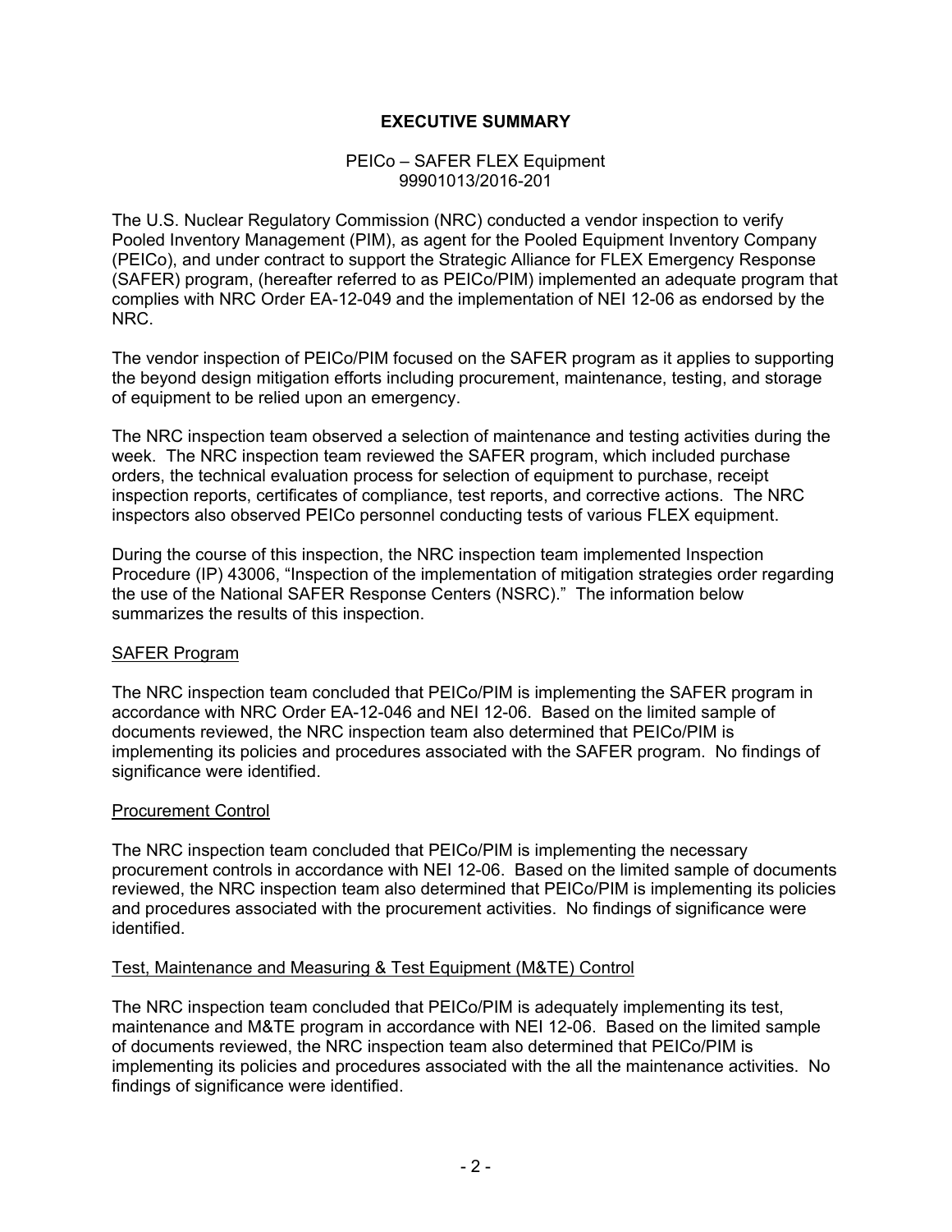# EXECUTIVE SUMMARY

PEICo – SAFER FLEX Equipment
99901013/2016-201

The U.S. Nuclear Regulatory Commission (NRC) conducted a vendor inspection to verify Pooled Inventory Management (PIM), as agent for the Pooled Equipment Inventory Company (PEICo), and under contract to support the Strategic Alliance for FLEX Emergency Response (SAFER) program, (hereafter referred to as PEICo/PIM) implemented an adequate program that complies with NRC Order EA-12-049 and the implementation of NEI 12-06 as endorsed by the NRC.

The vendor inspection of PEICo/PIM focused on the SAFER program as it applies to supporting the beyond design mitigation efforts including procurement, maintenance, testing, and storage of equipment to be relied upon an emergency.

The NRC inspection team observed a selection of maintenance and testing activities during the week. The NRC inspection team reviewed the SAFER program, which included purchase orders, the technical evaluation process for selection of equipment to purchase, receipt inspection reports, certificates of compliance, test reports, and corrective actions. The NRC inspectors also observed PEICo personnel conducting tests of various FLEX equipment.

During the course of this inspection, the NRC inspection team implemented Inspection Procedure (IP) 43006, "Inspection of the implementation of mitigation strategies order regarding the use of the National SAFER Response Centers (NSRC)." The information below summarizes the results of this inspection.

## SAFER Program

The NRC inspection team concluded that PEICo/PIM is implementing the SAFER program in accordance with NRC Order EA-12-046 and NEI 12-06. Based on the limited sample of documents reviewed, the NRC inspection team also determined that PEICo/PIM is implementing its policies and procedures associated with the SAFER program. No findings of significance were identified.

## Procurement Control

The NRC inspection team concluded that PEICo/PIM is implementing the necessary procurement controls in accordance with NEI 12-06. Based on the limited sample of documents reviewed, the NRC inspection team also determined that PEICo/PIM is implementing its policies and procedures associated with the procurement activities. No findings of significance were identified.

## Test, Maintenance and Measuring & Test Equipment (M&TE) Control

The NRC inspection team concluded that PEICo/PIM is adequately implementing its test, maintenance and M&TE program in accordance with NEI 12-06. Based on the limited sample of documents reviewed, the NRC inspection team also determined that PEICo/PIM is implementing its policies and procedures associated with the all the maintenance activities. No findings of significance were identified.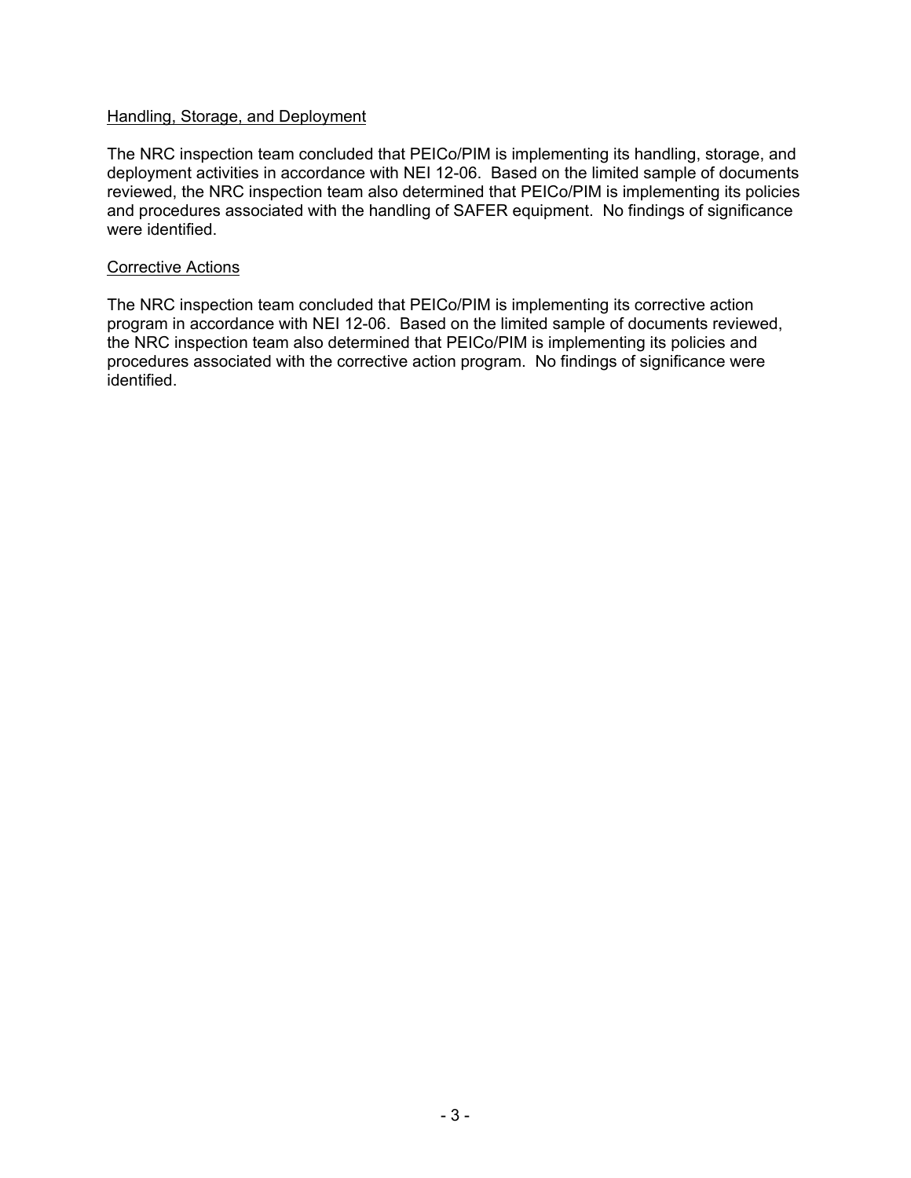Handling, Storage, and Deployment

The NRC inspection team concluded that PEICo/PIM is implementing its handling, storage, and deployment activities in accordance with NEI 12-06. Based on the limited sample of documents reviewed, the NRC inspection team also determined that PEICo/PIM is implementing its policies and procedures associated with the handling of SAFER equipment. No findings of significance were identified.

Corrective Actions

The NRC inspection team concluded that PEICo/PIM is implementing its corrective action program in accordance with NEI 12-06. Based on the limited sample of documents reviewed, the NRC inspection team also determined that PEICo/PIM is implementing its policies and procedures associated with the corrective action program. No findings of significance were identified.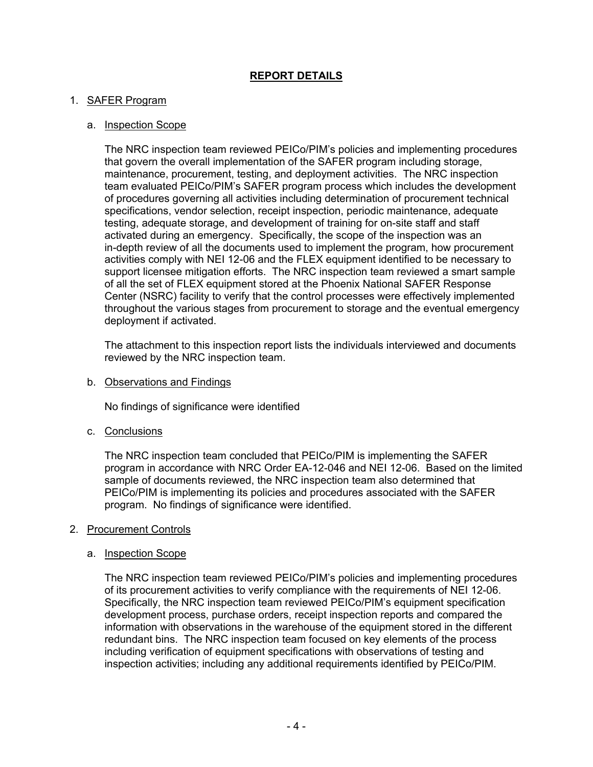## REPORT DETAILS

1. SAFER Program

   a. Inspection Scope

   The NRC inspection team reviewed PEICo/PIM's policies and implementing procedures that govern the overall implementation of the SAFER program including storage, maintenance, procurement, testing, and deployment activities. The NRC inspection team evaluated PEICo/PIM's SAFER program process which includes the development of procedures governing all activities including determination of procurement technical specifications, vendor selection, receipt inspection, periodic maintenance, adequate testing, adequate storage, and development of training for on-site staff and staff activated during an emergency. Specifically, the scope of the inspection was an in-depth review of all the documents used to implement the program, how procurement activities comply with NEI 12-06 and the FLEX equipment identified to be necessary to support licensee mitigation efforts. The NRC inspection team reviewed a smart sample of all the set of FLEX equipment stored at the Phoenix National SAFER Response Center (NSRC) facility to verify that the control processes were effectively implemented throughout the various stages from procurement to storage and the eventual emergency deployment if activated.

   The attachment to this inspection report lists the individuals interviewed and documents reviewed by the NRC inspection team.

   b. Observations and Findings

   No findings of significance were identified

   c. Conclusions

   The NRC inspection team concluded that PEICo/PIM is implementing the SAFER program in accordance with NRC Order EA-12-046 and NEI 12-06. Based on the limited sample of documents reviewed, the NRC inspection team also determined that PEICo/PIM is implementing its policies and procedures associated with the SAFER program. No findings of significance were identified.

2. Procurement Controls

   a. Inspection Scope

   The NRC inspection team reviewed PEICo/PIM's policies and implementing procedures of its procurement activities to verify compliance with the requirements of NEI 12-06. Specifically, the NRC inspection team reviewed PEICo/PIM's equipment specification development process, purchase orders, receipt inspection reports and compared the information with observations in the warehouse of the equipment stored in the different redundant bins. The NRC inspection team focused on key elements of the process including verification of equipment specifications with observations of testing and inspection activities; including any additional requirements identified by PEICo/PIM.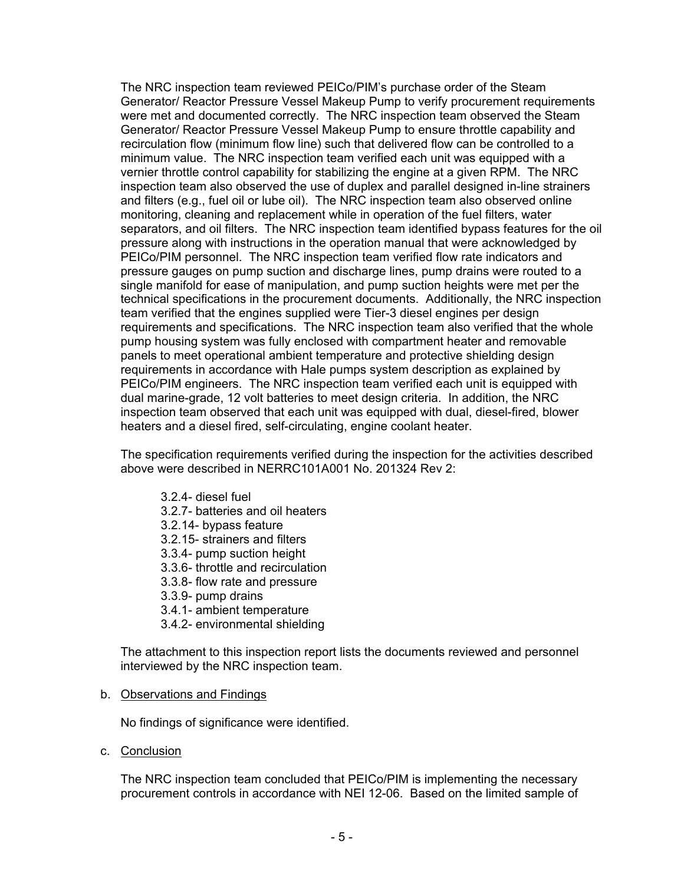The NRC inspection team reviewed PEICo/PIM's purchase order of the Steam Generator/ Reactor Pressure Vessel Makeup Pump to verify procurement requirements were met and documented correctly. The NRC inspection team observed the Steam Generator/ Reactor Pressure Vessel Makeup Pump to ensure throttle capability and recirculation flow (minimum flow line) such that delivered flow can be controlled to a minimum value. The NRC inspection team verified each unit was equipped with a vernier throttle control capability for stabilizing the engine at a given RPM. The NRC inspection team also observed the use of duplex and parallel designed in-line strainers and filters (e.g., fuel oil or lube oil). The NRC inspection team also observed online monitoring, cleaning and replacement while in operation of the fuel filters, water separators, and oil filters. The NRC inspection team identified bypass features for the oil pressure along with instructions in the operation manual that were acknowledged by PEICo/PIM personnel. The NRC inspection team verified flow rate indicators and pressure gauges on pump suction and discharge lines, pump drains were routed to a single manifold for ease of manipulation, and pump suction heights were met per the technical specifications in the procurement documents. Additionally, the NRC inspection team verified that the engines supplied were Tier-3 diesel engines per design requirements and specifications. The NRC inspection team also verified that the whole pump housing system was fully enclosed with compartment heater and removable panels to meet operational ambient temperature and protective shielding design requirements in accordance with Hale pumps system description as explained by PEICo/PIM engineers. The NRC inspection team verified each unit is equipped with dual marine-grade, 12 volt batteries to meet design criteria. In addition, the NRC inspection team observed that each unit was equipped with dual, diesel-fired, blower heaters and a diesel fired, self-circulating, engine coolant heater.

The specification requirements verified during the inspection for the activities described above were described in NERRC101A001 No. 201324 Rev 2:

- 3.2.4- diesel fuel
- 3.2.7- batteries and oil heaters
- 3.2.14- bypass feature
- 3.2.15- strainers and filters
- 3.3.4- pump suction height
- 3.3.6- throttle and recirculation
- 3.3.8- flow rate and pressure
- 3.3.9- pump drains
- 3.4.1- ambient temperature
- 3.4.2- environmental shielding

The attachment to this inspection report lists the documents reviewed and personnel interviewed by the NRC inspection team.

b. Observations and Findings

No findings of significance were identified.

c. Conclusion

The NRC inspection team concluded that PEICo/PIM is implementing the necessary procurement controls in accordance with NEI 12-06. Based on the limited sample of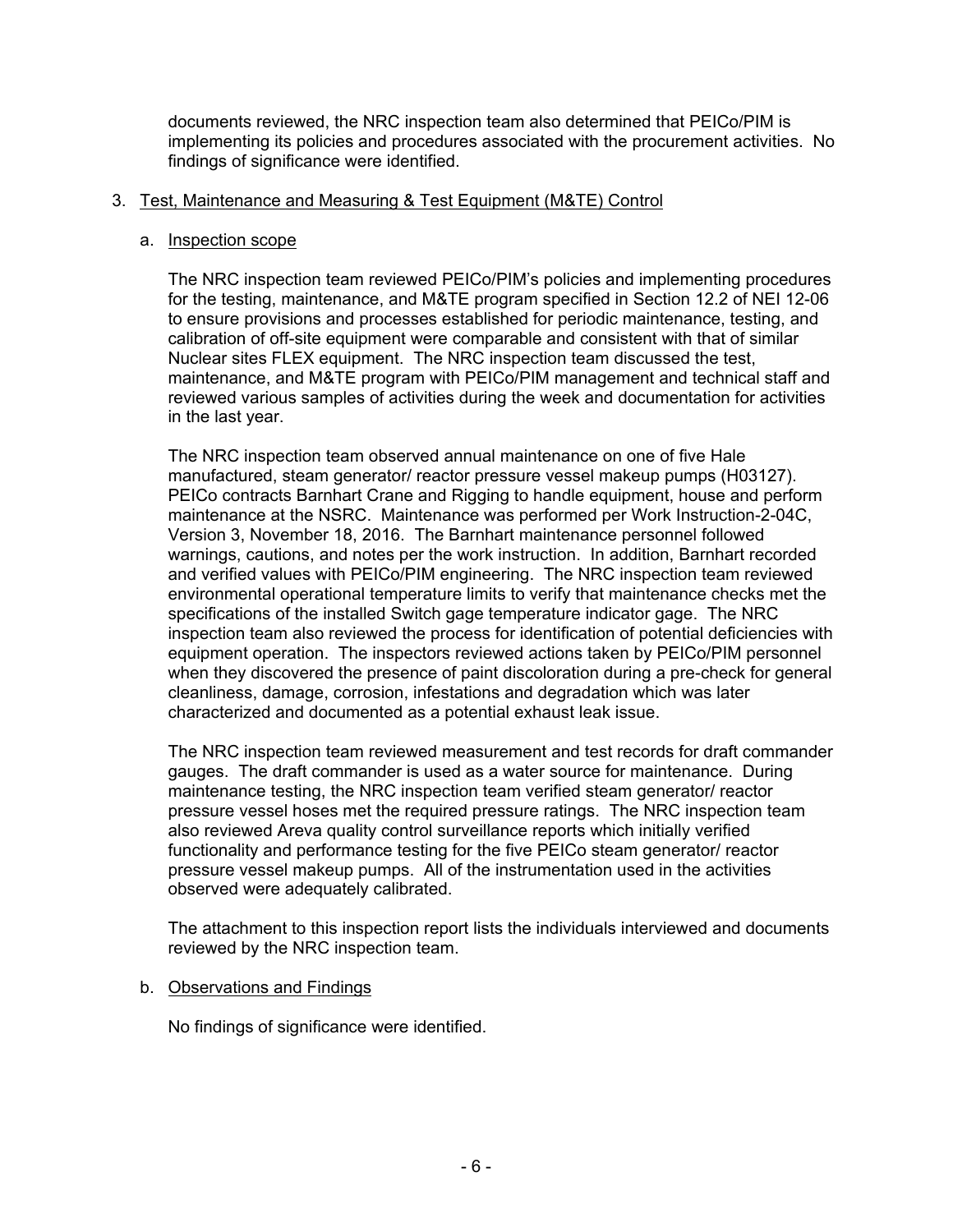documents reviewed, the NRC inspection team also determined that PEICo/PIM is implementing its policies and procedures associated with the procurement activities. No findings of significance were identified.

3. Test, Maintenance and Measuring & Test Equipment (M&TE) Control

   a. Inspection scope

      The NRC inspection team reviewed PEICo/PIM's policies and implementing procedures for the testing, maintenance, and M&TE program specified in Section 12.2 of NEI 12-06 to ensure provisions and processes established for periodic maintenance, testing, and calibration of off-site equipment were comparable and consistent with that of similar Nuclear sites FLEX equipment. The NRC inspection team discussed the test, maintenance, and M&TE program with PEICo/PIM management and technical staff and reviewed various samples of activities during the week and documentation for activities in the last year.

      The NRC inspection team observed annual maintenance on one of five Hale manufactured, steam generator/ reactor pressure vessel makeup pumps (H03127). PEICo contracts Barnhart Crane and Rigging to handle equipment, house and perform maintenance at the NSRC. Maintenance was performed per Work Instruction-2-04C, Version 3, November 18, 2016. The Barnhart maintenance personnel followed warnings, cautions, and notes per the work instruction. In addition, Barnhart recorded and verified values with PEICo/PIM engineering. The NRC inspection team reviewed environmental operational temperature limits to verify that maintenance checks met the specifications of the installed Switch gage temperature indicator gage. The NRC inspection team also reviewed the process for identification of potential deficiencies with equipment operation. The inspectors reviewed actions taken by PEICo/PIM personnel when they discovered the presence of paint discoloration during a pre-check for general cleanliness, damage, corrosion, infestations and degradation which was later characterized and documented as a potential exhaust leak issue.

      The NRC inspection team reviewed measurement and test records for draft commander gauges. The draft commander is used as a water source for maintenance. During maintenance testing, the NRC inspection team verified steam generator/ reactor pressure vessel hoses met the required pressure ratings. The NRC inspection team also reviewed Areva quality control surveillance reports which initially verified functionality and performance testing for the five PEICo steam generator/ reactor pressure vessel makeup pumps. All of the instrumentation used in the activities observed were adequately calibrated.

      The attachment to this inspection report lists the individuals interviewed and documents reviewed by the NRC inspection team.

   b. Observations and Findings

      No findings of significance were identified.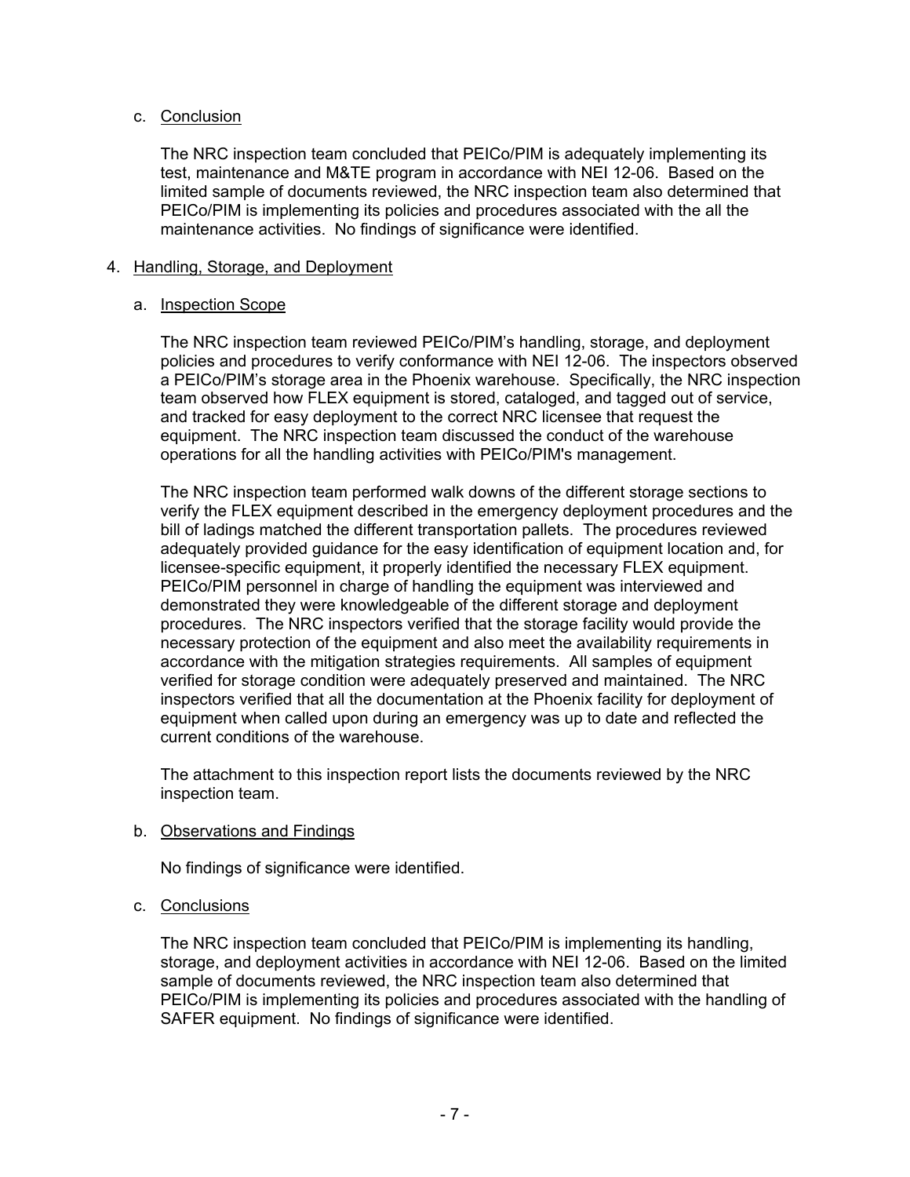c. Conclusion

The NRC inspection team concluded that PEICo/PIM is adequately implementing its test, maintenance and M&TE program in accordance with NEI 12-06. Based on the limited sample of documents reviewed, the NRC inspection team also determined that PEICo/PIM is implementing its policies and procedures associated with the all the maintenance activities. No findings of significance were identified.

4. Handling, Storage, and Deployment

a. Inspection Scope

The NRC inspection team reviewed PEICo/PIM's handling, storage, and deployment policies and procedures to verify conformance with NEI 12-06. The inspectors observed a PEICo/PIM's storage area in the Phoenix warehouse. Specifically, the NRC inspection team observed how FLEX equipment is stored, cataloged, and tagged out of service, and tracked for easy deployment to the correct NRC licensee that request the equipment. The NRC inspection team discussed the conduct of the warehouse operations for all the handling activities with PEICo/PIM's management.

The NRC inspection team performed walk downs of the different storage sections to verify the FLEX equipment described in the emergency deployment procedures and the bill of ladings matched the different transportation pallets. The procedures reviewed adequately provided guidance for the easy identification of equipment location and, for licensee-specific equipment, it properly identified the necessary FLEX equipment. PEICo/PIM personnel in charge of handling the equipment was interviewed and demonstrated they were knowledgeable of the different storage and deployment procedures. The NRC inspectors verified that the storage facility would provide the necessary protection of the equipment and also meet the availability requirements in accordance with the mitigation strategies requirements. All samples of equipment verified for storage condition were adequately preserved and maintained. The NRC inspectors verified that all the documentation at the Phoenix facility for deployment of equipment when called upon during an emergency was up to date and reflected the current conditions of the warehouse.

The attachment to this inspection report lists the documents reviewed by the NRC inspection team.

b. Observations and Findings

No findings of significance were identified.

c. Conclusions

The NRC inspection team concluded that PEICo/PIM is implementing its handling, storage, and deployment activities in accordance with NEI 12-06. Based on the limited sample of documents reviewed, the NRC inspection team also determined that PEICo/PIM is implementing its policies and procedures associated with the handling of SAFER equipment. No findings of significance were identified.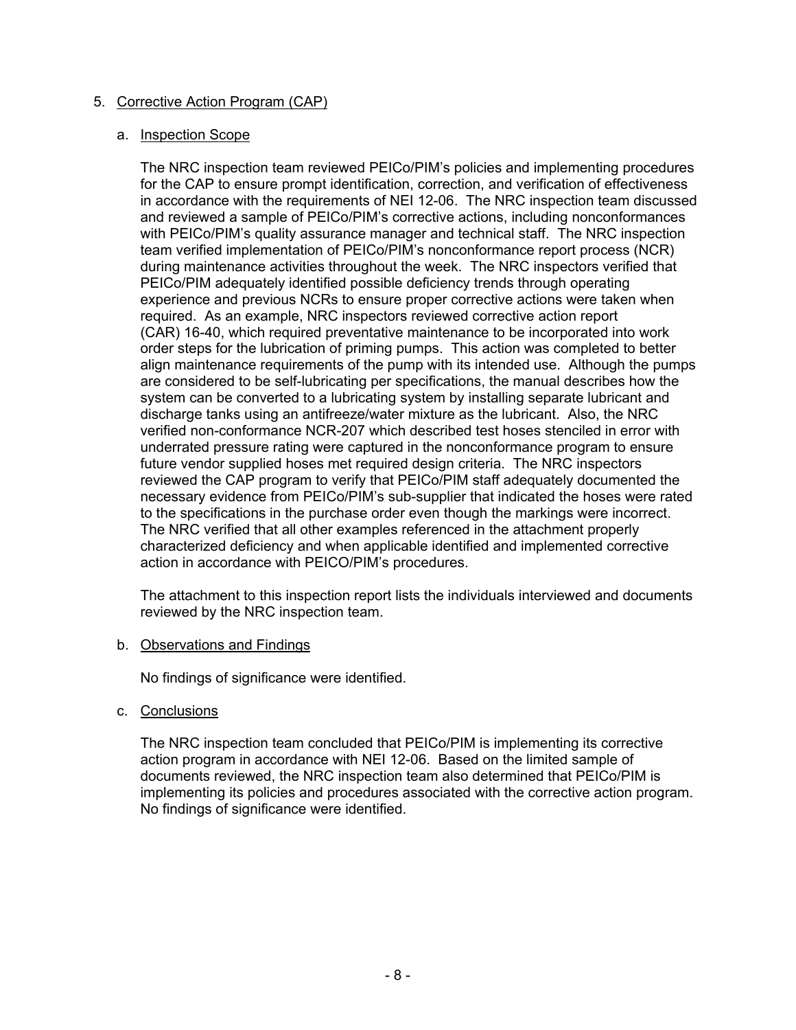5. Corrective Action Program (CAP)

   a. Inspection Scope

      The NRC inspection team reviewed PEICo/PIM's policies and implementing procedures for the CAP to ensure prompt identification, correction, and verification of effectiveness in accordance with the requirements of NEI 12-06. The NRC inspection team discussed and reviewed a sample of PEICo/PIM's corrective actions, including nonconformances with PEICo/PIM's quality assurance manager and technical staff. The NRC inspection team verified implementation of PEICo/PIM's nonconformance report process (NCR) during maintenance activities throughout the week. The NRC inspectors verified that PEICo/PIM adequately identified possible deficiency trends through operating experience and previous NCRs to ensure proper corrective actions were taken when required. As an example, NRC inspectors reviewed corrective action report (CAR) 16-40, which required preventative maintenance to be incorporated into work order steps for the lubrication of priming pumps. This action was completed to better align maintenance requirements of the pump with its intended use. Although the pumps are considered to be self-lubricating per specifications, the manual describes how the system can be converted to a lubricating system by installing separate lubricant and discharge tanks using an antifreeze/water mixture as the lubricant. Also, the NRC verified non-conformance NCR-207 which described test hoses stenciled in error with underrated pressure rating were captured in the nonconformance program to ensure future vendor supplied hoses met required design criteria. The NRC inspectors reviewed the CAP program to verify that PEICo/PIM staff adequately documented the necessary evidence from PEICo/PIM's sub-supplier that indicated the hoses were rated to the specifications in the purchase order even though the markings were incorrect. The NRC verified that all other examples referenced in the attachment properly characterized deficiency and when applicable identified and implemented corrective action in accordance with PEICO/PIM's procedures.

      The attachment to this inspection report lists the individuals interviewed and documents reviewed by the NRC inspection team.

   b. Observations and Findings

      No findings of significance were identified.

   c. Conclusions

      The NRC inspection team concluded that PEICo/PIM is implementing its corrective action program in accordance with NEI 12-06. Based on the limited sample of documents reviewed, the NRC inspection team also determined that PEICo/PIM is implementing its policies and procedures associated with the corrective action program. No findings of significance were identified.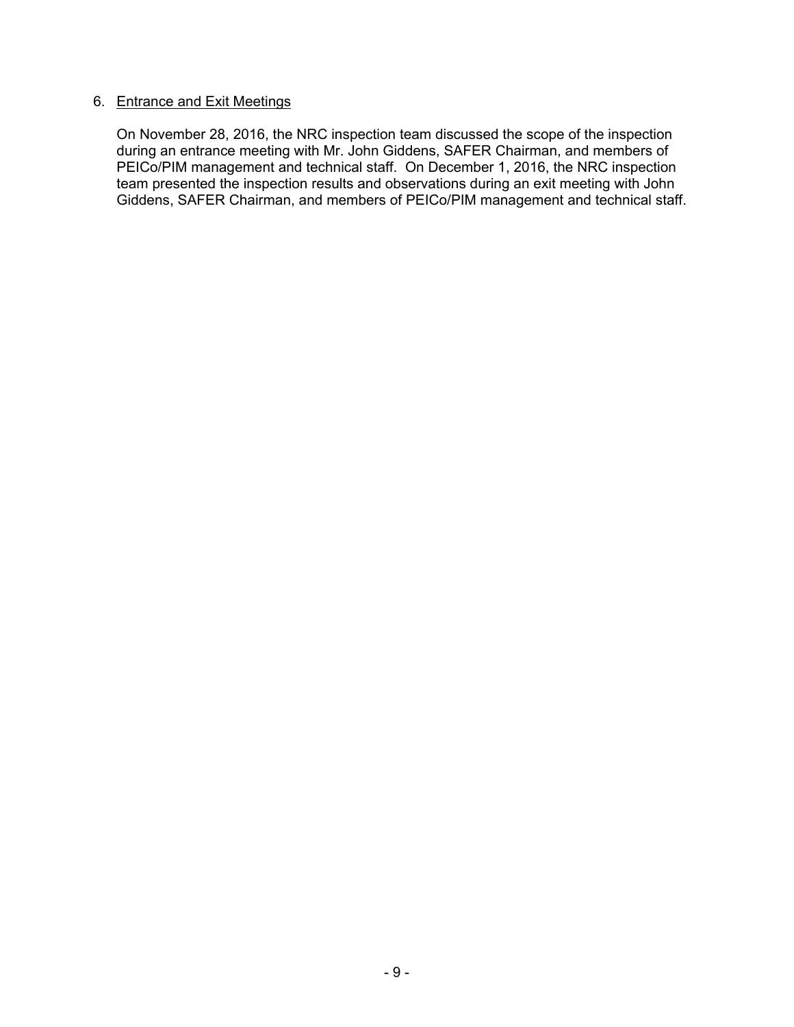6. Entrance and Exit Meetings

On November 28, 2016, the NRC inspection team discussed the scope of the inspection during an entrance meeting with Mr. John Giddens, SAFER Chairman, and members of PEICo/PIM management and technical staff. On December 1, 2016, the NRC inspection team presented the inspection results and observations during an exit meeting with John Giddens, SAFER Chairman, and members of PEICo/PIM management and technical staff.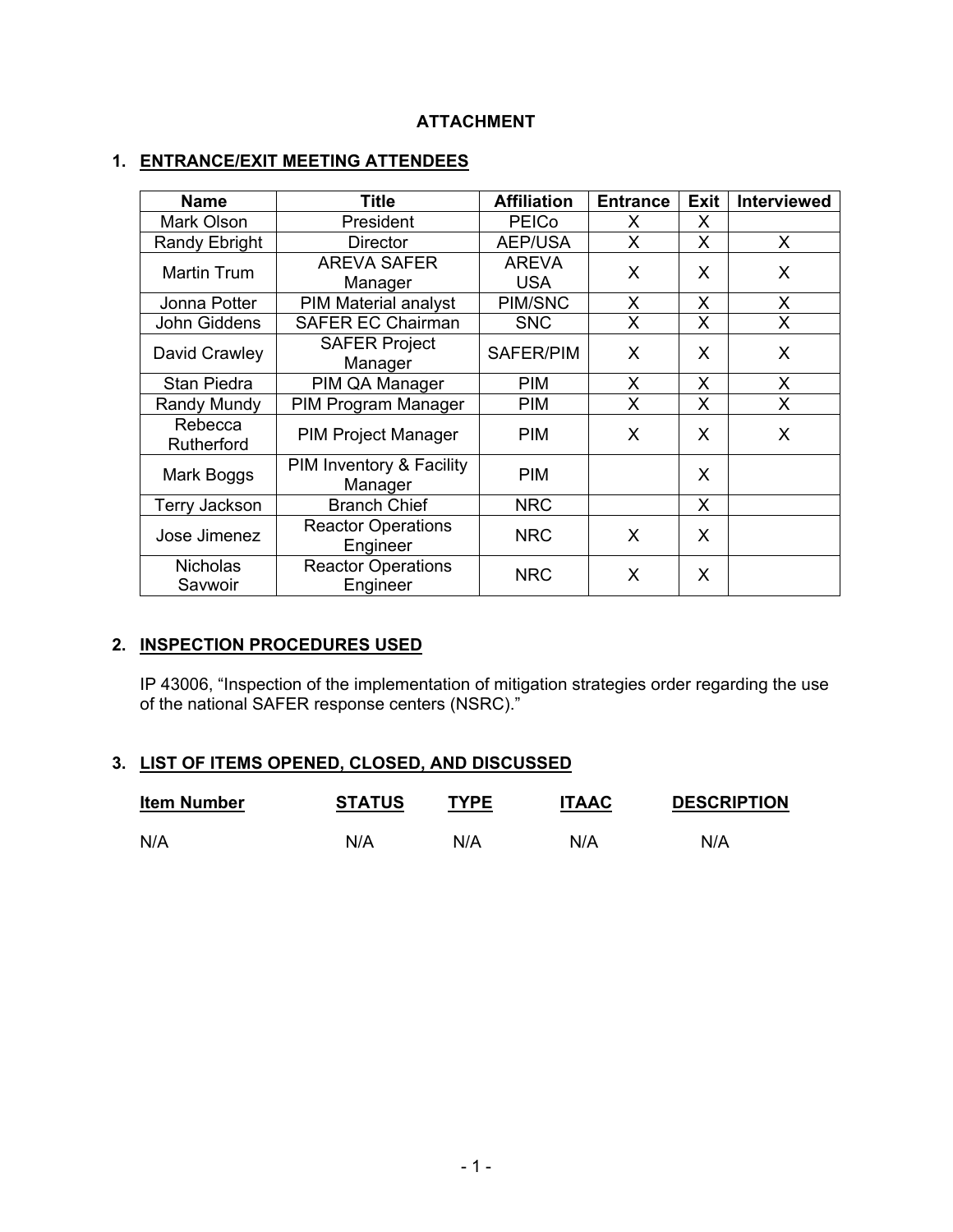# ATTACHMENT

## 1. ENTRANCE/EXIT MEETING ATTENDEES

| Name | Title | Affiliation | Entrance | Exit | Interviewed |
|---|---|---|---|---|---|
| Mark Olson | President | PEICo | X | X | |
| Randy Ebright | Director | AEP/USA | X | X | X |
| Martin Trum | AREVA SAFER Manager | AREVA USA | X | X | X |
| Jonna Potter | PIM Material analyst | PIM/SNC | X | X | X |
| John Giddens | SAFER EC Chairman | SNC | X | X | X |
| David Crawley | SAFER Project Manager | SAFER/PIM | X | X | X |
| Stan Piedra | PIM QA Manager | PIM | X | X | X |
| Randy Mundy | PIM Program Manager | PIM | X | X | X |
| Rebecca Rutherford | PIM Project Manager | PIM | X | X | X |
| Mark Boggs | PIM Inventory & Facility Manager | PIM | | X | |
| Terry Jackson | Branch Chief | NRC | | X | |
| Jose Jimenez | Reactor Operations Engineer | NRC | X | X | |
| Nicholas Savwoir | Reactor Operations Engineer | NRC | X | X | |

## 2. INSPECTION PROCEDURES USED

IP 43006, "Inspection of the implementation of mitigation strategies order regarding the use of the national SAFER response centers (NSRC)."

## 3. LIST OF ITEMS OPENED, CLOSED, AND DISCUSSED

| Item Number | STATUS | TYPE | ITAAC | DESCRIPTION |
|---|---|---|---|---|
| N/A | N/A | N/A | N/A | N/A |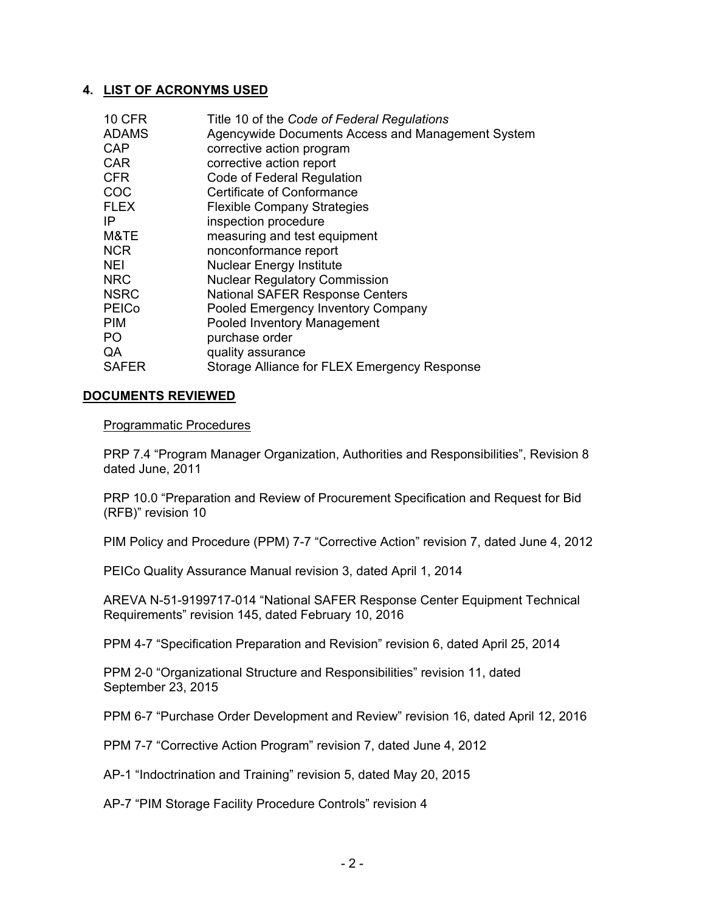## 4. LIST OF ACRONYMS USED

| | |
|---|---|
| 10 CFR | Title 10 of the *Code of Federal Regulations* |
| ADAMS | Agencywide Documents Access and Management System |
| CAP | corrective action program |
| CAR | corrective action report |
| CFR | Code of Federal Regulation |
| COC | Certificate of Conformance |
| FLEX | Flexible Company Strategies |
| IP | inspection procedure |
| M&TE | measuring and test equipment |
| NCR | nonconformance report |
| NEI | Nuclear Energy Institute |
| NRC | Nuclear Regulatory Commission |
| NSRC | National SAFER Response Centers |
| PEICo | Pooled Emergency Inventory Company |
| PIM | Pooled Inventory Management |
| PO | purchase order |
| QA | quality assurance |
| SAFER | Storage Alliance for FLEX Emergency Response |

## DOCUMENTS REVIEWED

### Programmatic Procedures

PRP 7.4 "Program Manager Organization, Authorities and Responsibilities", Revision 8 dated June, 2011

PRP 10.0 "Preparation and Review of Procurement Specification and Request for Bid (RFB)" revision 10

PIM Policy and Procedure (PPM) 7-7 "Corrective Action" revision 7, dated June 4, 2012

PEICo Quality Assurance Manual revision 3, dated April 1, 2014

AREVA N-51-9199717-014 "National SAFER Response Center Equipment Technical Requirements" revision 145, dated February 10, 2016

PPM 4-7 "Specification Preparation and Revision" revision 6, dated April 25, 2014

PPM 2-0 "Organizational Structure and Responsibilities" revision 11, dated September 23, 2015

PPM 6-7 "Purchase Order Development and Review" revision 16, dated April 12, 2016

PPM 7-7 "Corrective Action Program" revision 7, dated June 4, 2012

AP-1 "Indoctrination and Training" revision 5, dated May 20, 2015

AP-7 "PIM Storage Facility Procedure Controls" revision 4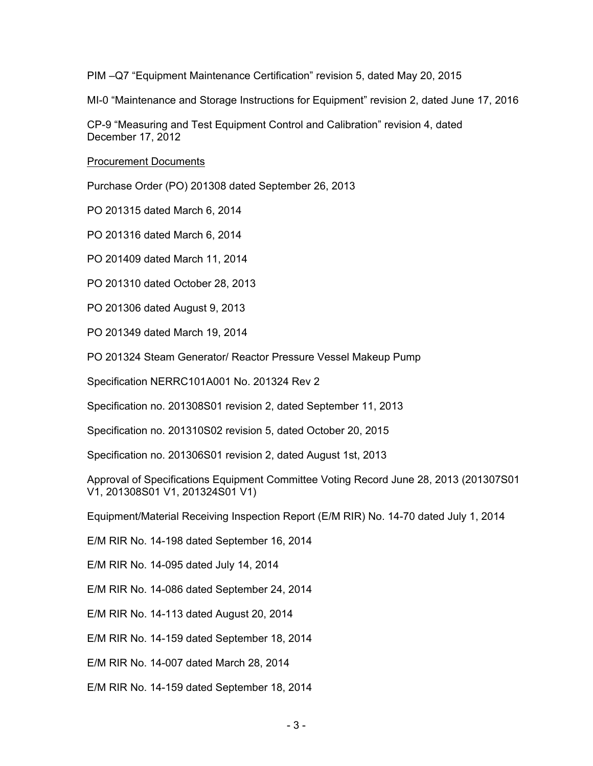PIM –Q7 "Equipment Maintenance Certification" revision 5, dated May 20, 2015

MI-0 "Maintenance and Storage Instructions for Equipment" revision 2, dated June 17, 2016

CP-9 "Measuring and Test Equipment Control and Calibration" revision 4, dated December 17, 2012

Procurement Documents

Purchase Order (PO) 201308 dated September 26, 2013

PO 201315 dated March 6, 2014

PO 201316 dated March 6, 2014

PO 201409 dated March 11, 2014

PO 201310 dated October 28, 2013

PO 201306 dated August 9, 2013

PO 201349 dated March 19, 2014

PO 201324 Steam Generator/ Reactor Pressure Vessel Makeup Pump

Specification NERRC101A001 No. 201324 Rev 2

Specification no. 201308S01 revision 2, dated September 11, 2013

Specification no. 201310S02 revision 5, dated October 20, 2015

Specification no. 201306S01 revision 2, dated August 1st, 2013

Approval of Specifications Equipment Committee Voting Record June 28, 2013 (201307S01 V1, 201308S01 V1, 201324S01 V1)

Equipment/Material Receiving Inspection Report (E/M RIR) No. 14-70 dated July 1, 2014

E/M RIR No. 14-198 dated September 16, 2014

E/M RIR No. 14-095 dated July 14, 2014

E/M RIR No. 14-086 dated September 24, 2014

E/M RIR No. 14-113 dated August 20, 2014

E/M RIR No. 14-159 dated September 18, 2014

E/M RIR No. 14-007 dated March 28, 2014

E/M RIR No. 14-159 dated September 18, 2014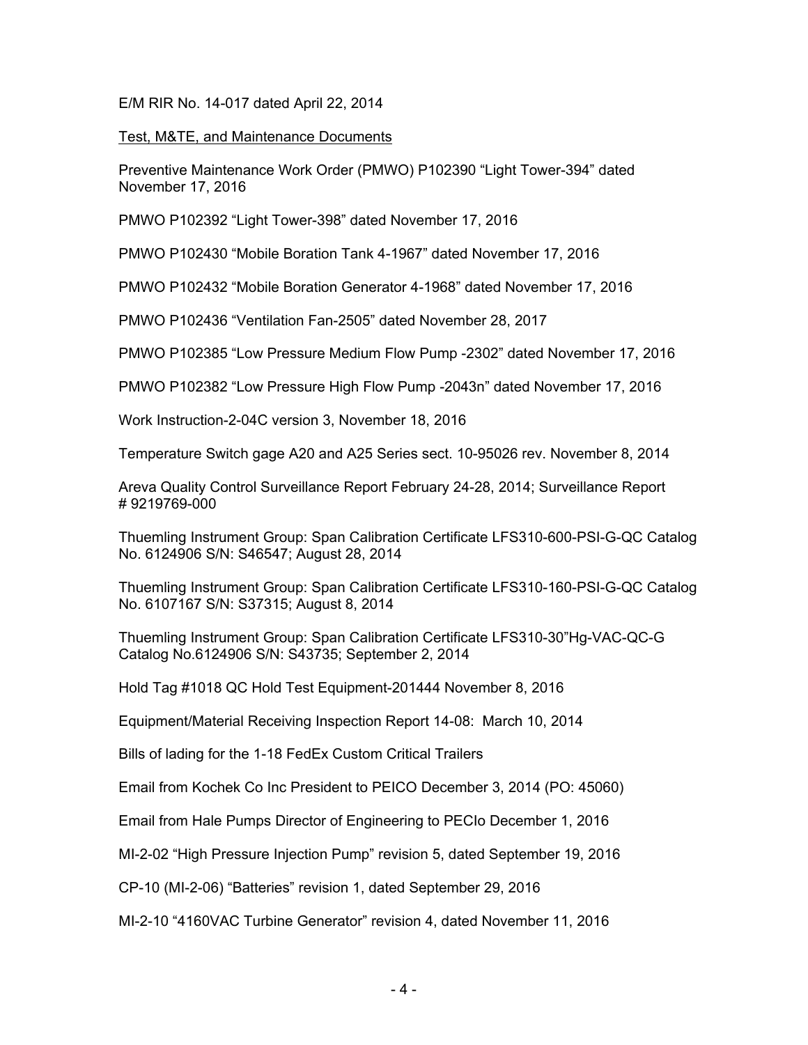E/M RIR No. 14-017 dated April 22, 2014

Test, M&TE, and Maintenance Documents

Preventive Maintenance Work Order (PMWO) P102390 "Light Tower-394" dated November 17, 2016

PMWO P102392 "Light Tower-398" dated November 17, 2016

PMWO P102430 "Mobile Boration Tank 4-1967" dated November 17, 2016

PMWO P102432 "Mobile Boration Generator 4-1968" dated November 17, 2016

PMWO P102436 "Ventilation Fan-2505" dated November 28, 2017

PMWO P102385 "Low Pressure Medium Flow Pump -2302" dated November 17, 2016

PMWO P102382 "Low Pressure High Flow Pump -2043n" dated November 17, 2016

Work Instruction-2-04C version 3, November 18, 2016

Temperature Switch gage A20 and A25 Series sect. 10-95026 rev. November 8, 2014

Areva Quality Control Surveillance Report February 24-28, 2014; Surveillance Report # 9219769-000

Thuemling Instrument Group: Span Calibration Certificate LFS310-600-PSI-G-QC Catalog No. 6124906 S/N: S46547; August 28, 2014

Thuemling Instrument Group: Span Calibration Certificate LFS310-160-PSI-G-QC Catalog No. 6107167 S/N: S37315; August 8, 2014

Thuemling Instrument Group: Span Calibration Certificate LFS310-30"Hg-VAC-QC-G Catalog No.6124906 S/N: S43735; September 2, 2014

Hold Tag #1018 QC Hold Test Equipment-201444 November 8, 2016

Equipment/Material Receiving Inspection Report 14-08: March 10, 2014

Bills of lading for the 1-18 FedEx Custom Critical Trailers

Email from Kochek Co Inc President to PEICO December 3, 2014 (PO: 45060)

Email from Hale Pumps Director of Engineering to PECIo December 1, 2016

MI-2-02 "High Pressure Injection Pump" revision 5, dated September 19, 2016

CP-10 (MI-2-06) "Batteries" revision 1, dated September 29, 2016

MI-2-10 "4160VAC Turbine Generator" revision 4, dated November 11, 2016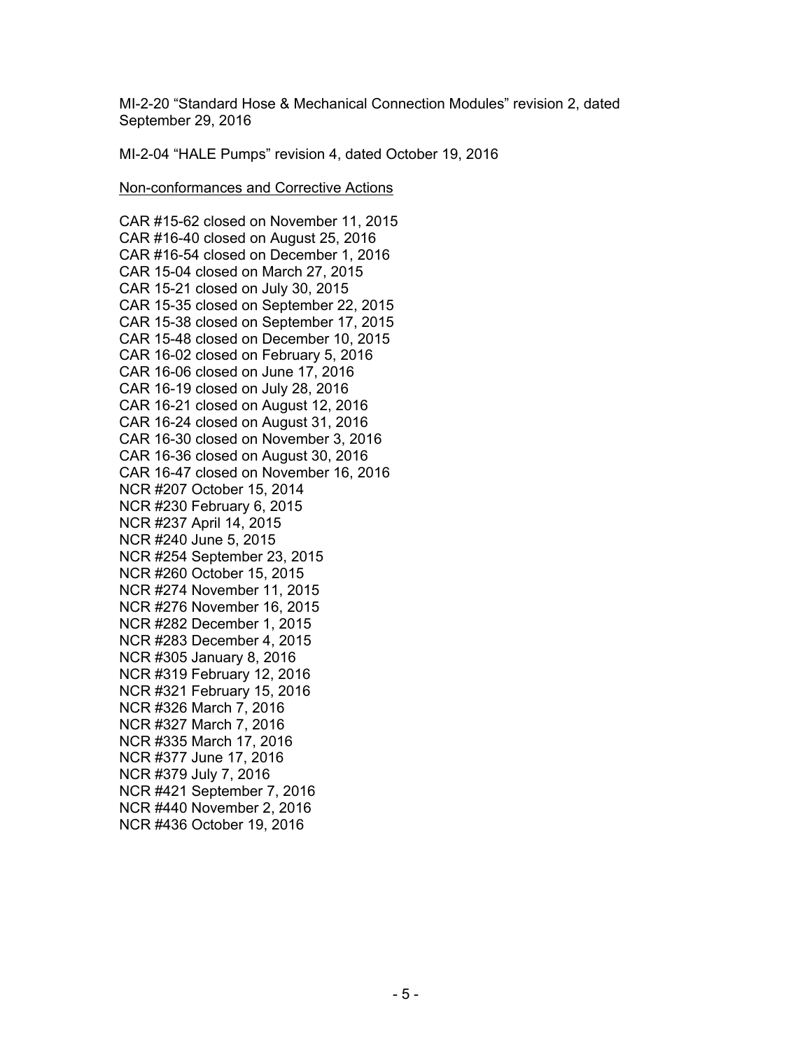MI-2-20 “Standard Hose & Mechanical Connection Modules” revision 2, dated September 29, 2016

MI-2-04 “HALE Pumps” revision 4, dated October 19, 2016

<u>Non-conformances and Corrective Actions</u>

CAR #15-62 closed on November 11, 2015
CAR #16-40 closed on August 25, 2016
CAR #16-54 closed on December 1, 2016
CAR 15-04 closed on March 27, 2015
CAR 15-21 closed on July 30, 2015
CAR 15-35 closed on September 22, 2015
CAR 15-38 closed on September 17, 2015
CAR 15-48 closed on December 10, 2015
CAR 16-02 closed on February 5, 2016
CAR 16-06 closed on June 17, 2016
CAR 16-19 closed on July 28, 2016
CAR 16-21 closed on August 12, 2016
CAR 16-24 closed on August 31, 2016
CAR 16-30 closed on November 3, 2016
CAR 16-36 closed on August 30, 2016
CAR 16-47 closed on November 16, 2016
NCR #207 October 15, 2014
NCR #230 February 6, 2015
NCR #237 April 14, 2015
NCR #240 June 5, 2015
NCR #254 September 23, 2015
NCR #260 October 15, 2015
NCR #274 November 11, 2015
NCR #276 November 16, 2015
NCR #282 December 1, 2015
NCR #283 December 4, 2015
NCR #305 January 8, 2016
NCR #319 February 12, 2016
NCR #321 February 15, 2016
NCR #326 March 7, 2016
NCR #327 March 7, 2016
NCR #335 March 17, 2016
NCR #377 June 17, 2016
NCR #379 July 7, 2016
NCR #421 September 7, 2016
NCR #440 November 2, 2016
NCR #436 October 19, 2016